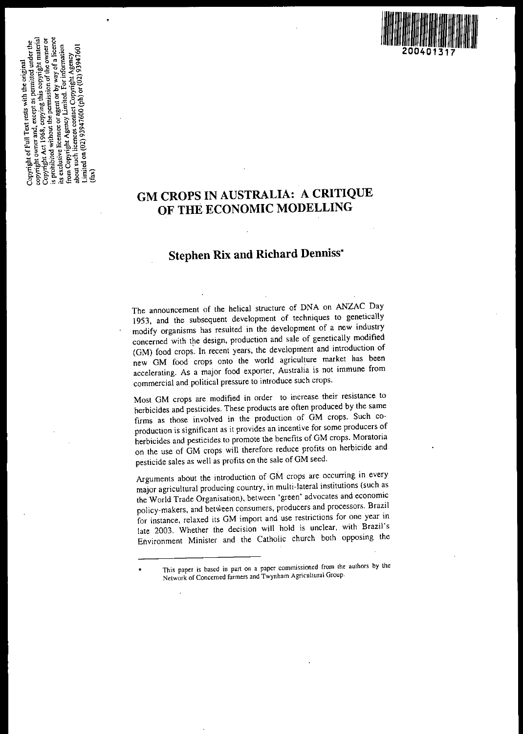Copyright of Full Text rests with the original copyright owner and, except as permitted under the Copyright Act 1968, copying this copyright material is prohibited without the permission of the owner or its exclusive licensee or agent or by way of a licence from Copyright Agency Limited. For information about such licences contact Copyright Agency Limited on (02) 93947600 (ph) or (02) 93947601 (fax)

200401317

# GM CROPS IN AUSTRALIA: A CRITIQUE OF THE ECONOMIC MODELLING

## Stephen Rix and Richard Denniss*

The announcement of the helical structure of DNA on ANZAC Day 1953, and the subsequent development of techniques to genetically modify organisms has resulted in the development of a new industry concerned with the design, production and sale of genetically modified (GM) food crops. In recent years, the development and introduction of new GM food crops onto the world agriculture market has been accelerating. As a major food exporter, Australia is not immune from commercial and political pressure to introduce such crops.

Most GM crops are modified in order to increase their resistance to herbicides and pesticides. These products are often produced by the same firms as those involved in the production of GM crops. Such co-production is significant as it provides an incentive for some producers of herbicides and pesticides to promote the benefits of GM crops. Moratoria on the use of GM crops will therefore reduce profits on herbicide and pesticide sales as well as profits on the sale of GM seed.

Arguments about the introduction of GM crops are occurring in every major agricultural producing country, in multi-lateral institutions (such as the World Trade Organisation), between 'green' advocates and economic policy-makers, and between consumers, producers and processors. Brazil for instance, relaxed its GM import and use restrictions for one year in late 2003. Whether the decision will hold is unclear, with Brazil's Environment Minister and the Catholic church both opposing the

---

\* This paper is based in part on a paper commissioned from the authors by the Network of Concerned farmers and Twynham Agricultural Group.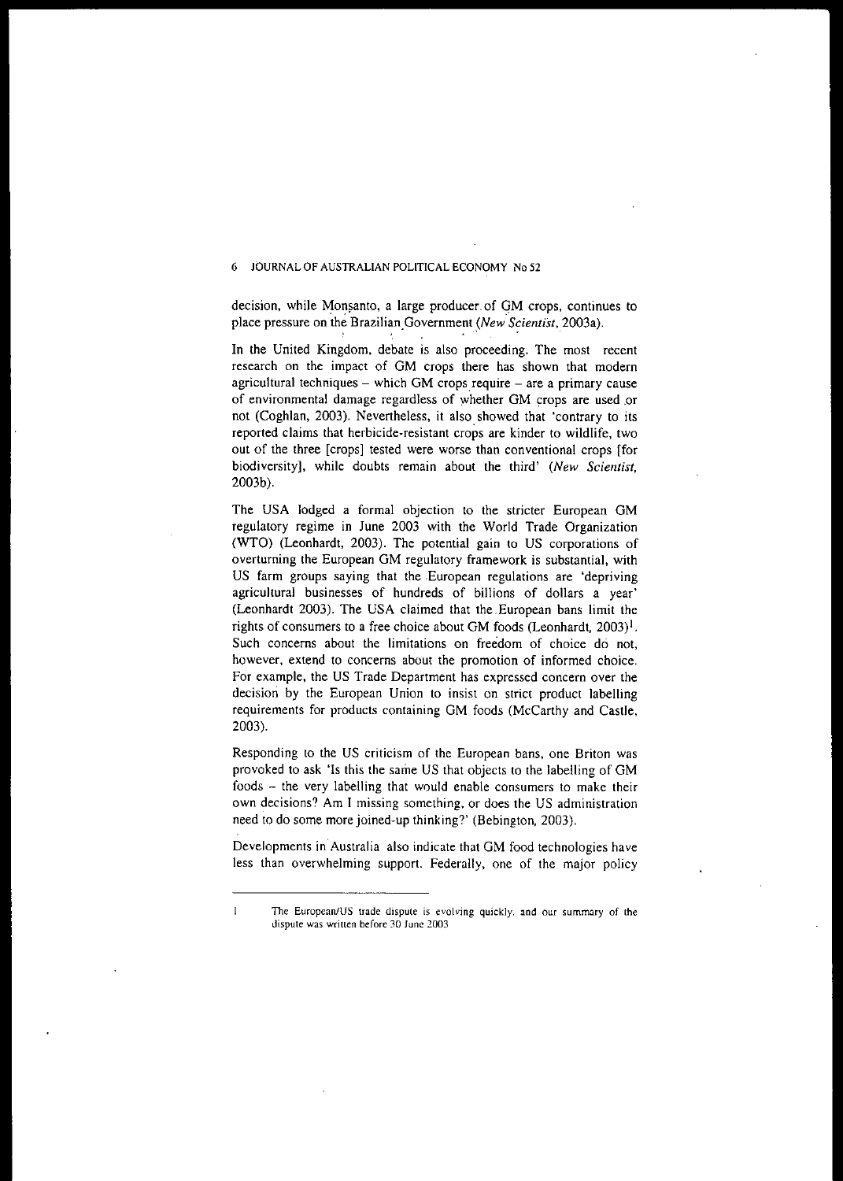decision, while Monsanto, a large producer of GM crops, continues to place pressure on the Brazilian Government (*New Scientist*, 2003a).

In the United Kingdom, debate is also proceeding. The most recent research on the impact of GM crops there has shown that modern agricultural techniques – which GM crops require – are a primary cause of environmental damage regardless of whether GM crops are used or not (Coghlan, 2003). Nevertheless, it also showed that 'contrary to its reported claims that herbicide-resistant crops are kinder to wildlife, two out of the three [crops] tested were worse than conventional crops [for biodiversity], while doubts remain about the third' (*New Scientist*, 2003b).

The USA lodged a formal objection to the stricter European GM regulatory regime in June 2003 with the World Trade Organization (WTO) (Leonhardt, 2003). The potential gain to US corporations of overturning the European GM regulatory framework is substantial, with US farm groups saying that the European regulations are 'depriving agricultural businesses of hundreds of billions of dollars a year' (Leonhardt 2003). The USA claimed that the European bans limit the rights of consumers to a free choice about GM foods (Leonhardt, 2003)[1]. Such concerns about the limitations on freedom of choice do not, however, extend to concerns about the promotion of informed choice. For example, the US Trade Department has expressed concern over the decision by the European Union to insist on strict product labelling requirements for products containing GM foods (McCarthy and Castle, 2003).

Responding to the US criticism of the European bans, one Briton was provoked to ask 'Is this the same US that objects to the labelling of GM foods – the very labelling that would enable consumers to make their own decisions? Am I missing something, or does the US administration need to do some more joined-up thinking?' (Bebington, 2003).

Developments in Australia also indicate that GM food technologies have less than overwhelming support. Federally, one of the major policy

---

1 The European/US trade dispute is evolving quickly, and our summary of the dispute was written before 30 June 2003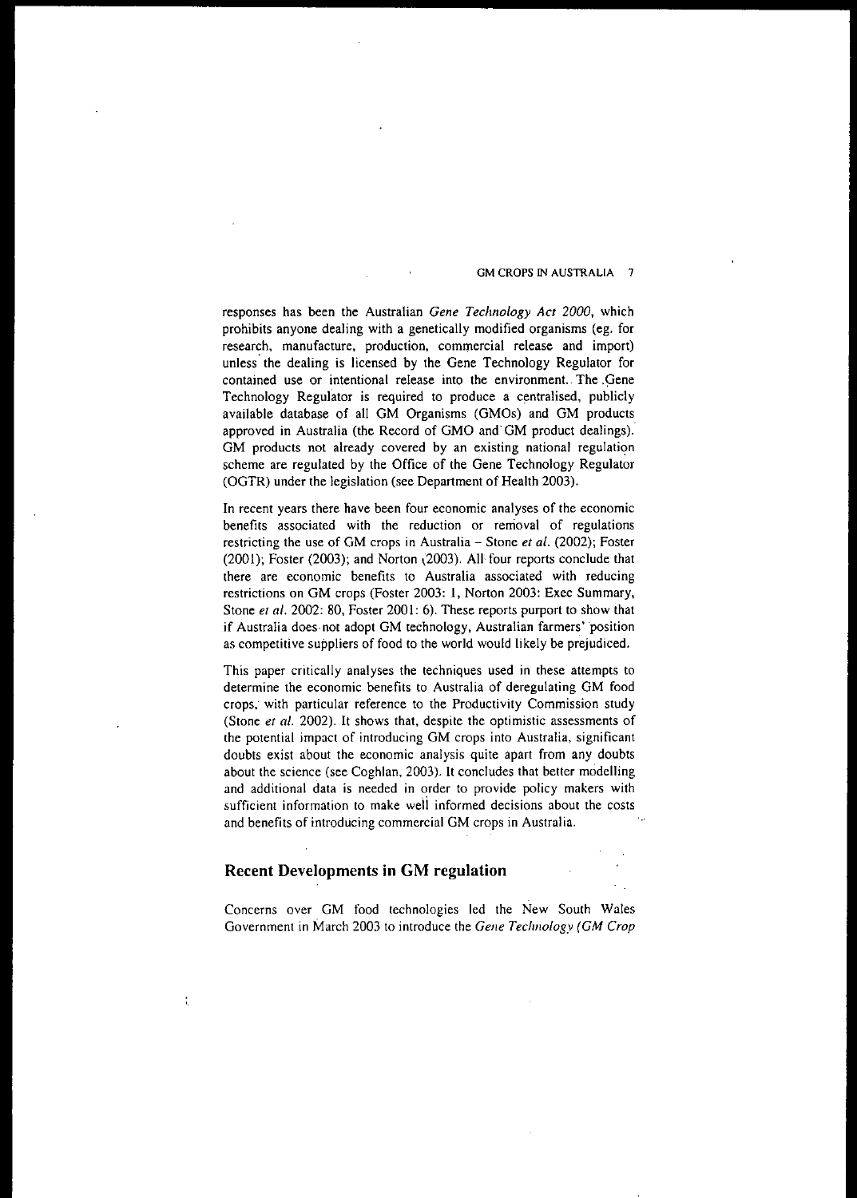responses has been the Australian *Gene Technology Act 2000*, which prohibits anyone dealing with a genetically modified organisms (eg. for research, manufacture, production, commercial release and import) unless the dealing is licensed by the Gene Technology Regulator for contained use or intentional release into the environment. The Gene Technology Regulator is required to produce a centralised, publicly available database of all GM Organisms (GMOs) and GM products approved in Australia (the Record of GMO and GM product dealings). GM products not already covered by an existing national regulation scheme are regulated by the Office of the Gene Technology Regulator (OGTR) under the legislation (see Department of Health 2003).

In recent years there have been four economic analyses of the economic benefits associated with the reduction or removal of regulations restricting the use of GM crops in Australia – Stone *et al.* (2002); Foster (2001); Foster (2003); and Norton (2003). All four reports conclude that there are economic benefits to Australia associated with reducing restrictions on GM crops (Foster 2003: 1, Norton 2003: Exec Summary, Stone *et al.* 2002: 80, Foster 2001: 6). These reports purport to show that if Australia does not adopt GM technology, Australian farmers' position as competitive suppliers of food to the world would likely be prejudiced.

This paper critically analyses the techniques used in these attempts to determine the economic benefits to Australia of deregulating GM food crops, with particular reference to the Productivity Commission study (Stone *et al.* 2002). It shows that, despite the optimistic assessments of the potential impact of introducing GM crops into Australia, significant doubts exist about the economic analysis quite apart from any doubts about the science (see Coghlan, 2003). It concludes that better modelling and additional data is needed in order to provide policy makers with sufficient information to make well informed decisions about the costs and benefits of introducing commercial GM crops in Australia.

## Recent Developments in GM regulation

Concerns over GM food technologies led the New South Wales Government in March 2003 to introduce the *Gene Technology (GM Crop*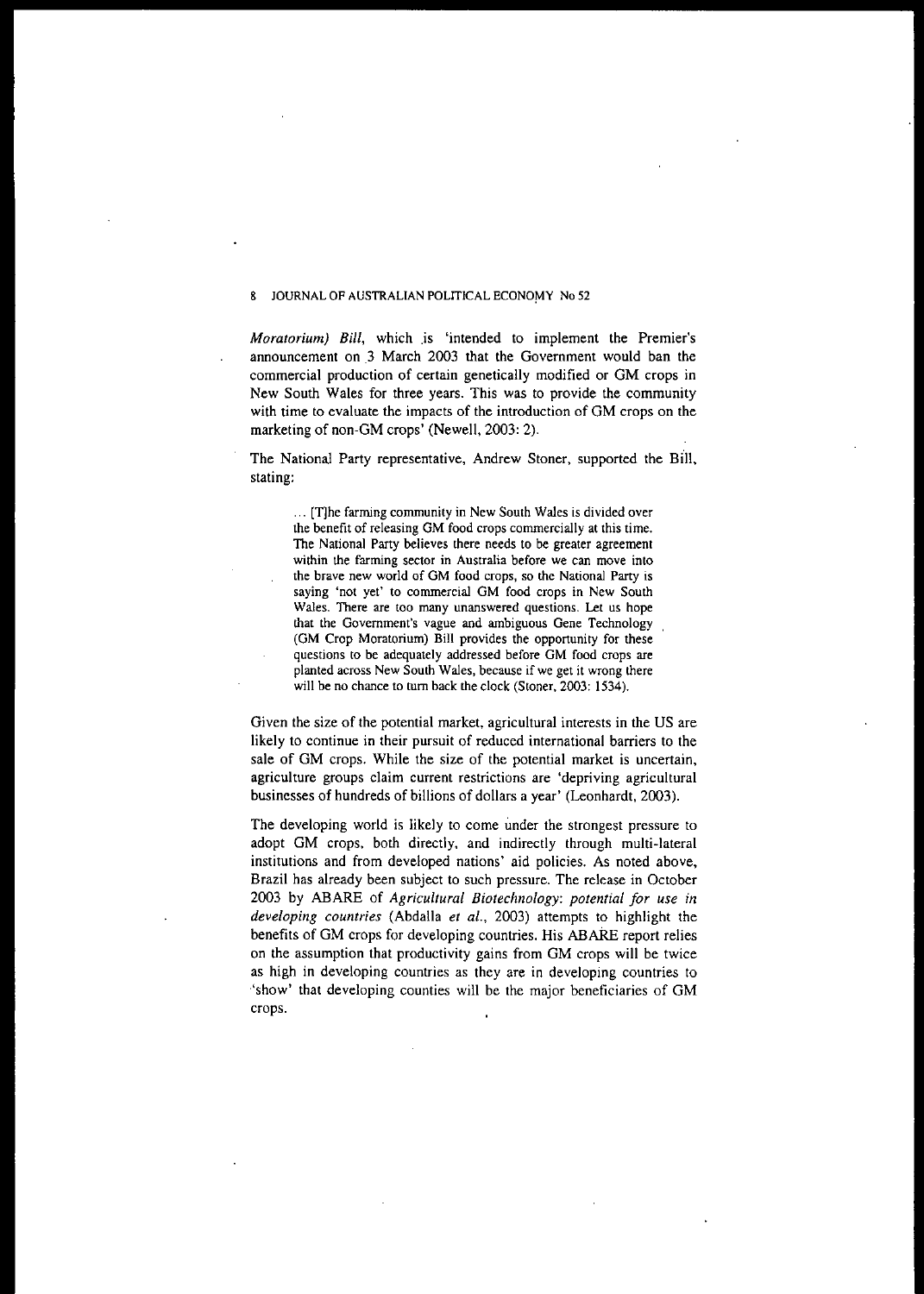*Moratorium) Bill*, which is 'intended to implement the Premier's announcement on 3 March 2003 that the Government would ban the commercial production of certain genetically modified or GM crops in New South Wales for three years. This was to provide the community with time to evaluate the impacts of the introduction of GM crops on the marketing of non-GM crops' (Newell, 2003: 2).

The National Party representative, Andrew Stoner, supported the Bill, stating:

> ... [T]he farming community in New South Wales is divided over the benefit of releasing GM food crops commercially at this time. The National Party believes there needs to be greater agreement within the farming sector in Australia before we can move into the brave new world of GM food crops, so the National Party is saying 'not yet' to commercial GM food crops in New South Wales. There are too many unanswered questions. Let us hope that the Government's vague and ambiguous Gene Technology (GM Crop Moratorium) Bill provides the opportunity for these questions to be adequately addressed before GM food crops are planted across New South Wales, because if we get it wrong there will be no chance to turn back the clock (Stoner, 2003: 1534).

Given the size of the potential market, agricultural interests in the US are likely to continue in their pursuit of reduced international barriers to the sale of GM crops. While the size of the potential market is uncertain, agriculture groups claim current restrictions are 'depriving agricultural businesses of hundreds of billions of dollars a year' (Leonhardt, 2003).

The developing world is likely to come under the strongest pressure to adopt GM crops, both directly, and indirectly through multi-lateral institutions and from developed nations' aid policies. As noted above, Brazil has already been subject to such pressure. The release in October 2003 by ABARE of *Agricultural Biotechnology: potential for use in developing countries* (Abdalla *et al.*, 2003) attempts to highlight the benefits of GM crops for developing countries. His ABARE report relies on the assumption that productivity gains from GM crops will be twice as high in developing countries as they are in developing countries to 'show' that developing counties will be the major beneficiaries of GM crops.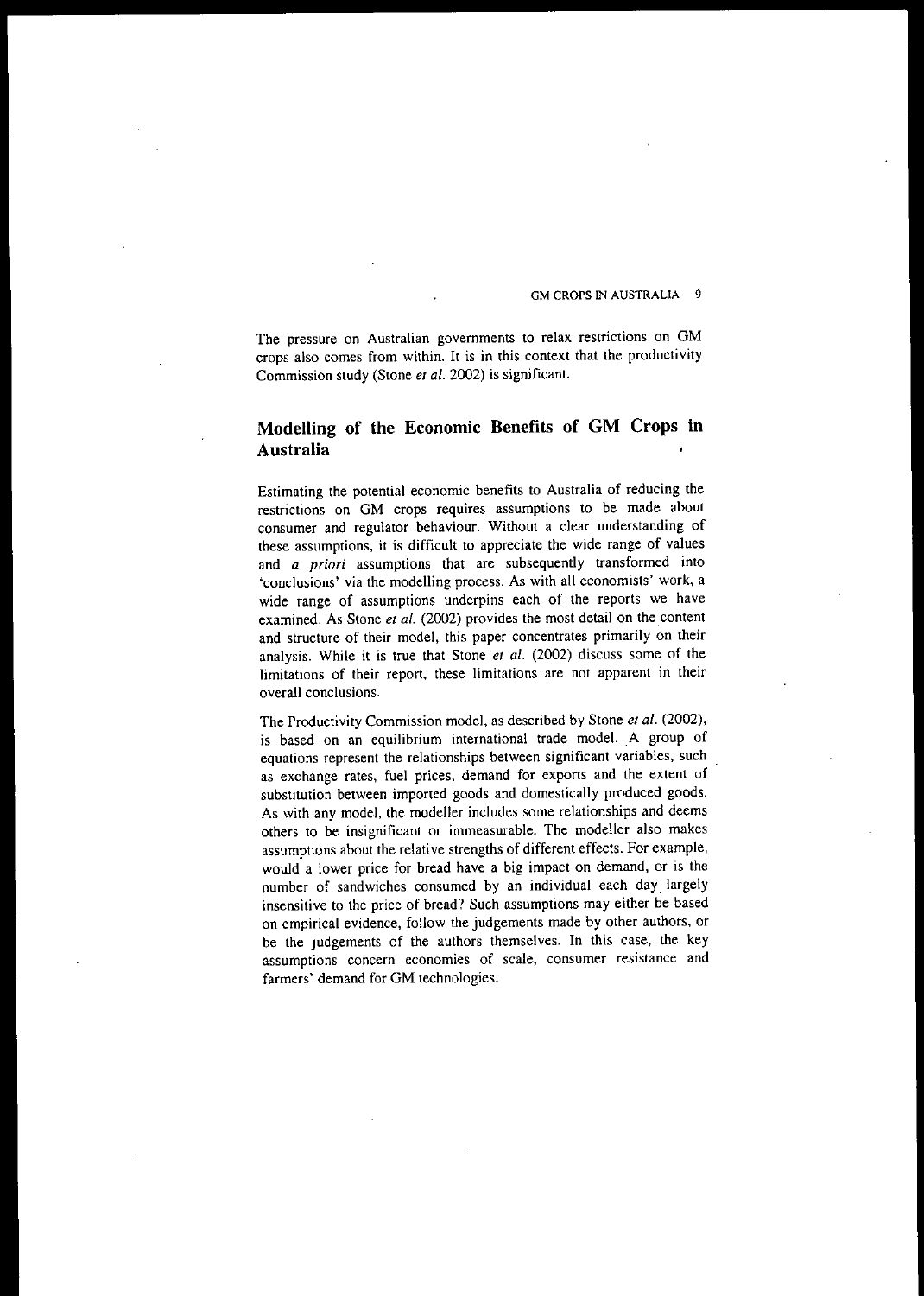The pressure on Australian governments to relax restrictions on GM crops also comes from within. It is in this context that the productivity Commission study (Stone *et al.* 2002) is significant.

## Modelling of the Economic Benefits of GM Crops in Australia

Estimating the potential economic benefits to Australia of reducing the restrictions on GM crops requires assumptions to be made about consumer and regulator behaviour. Without a clear understanding of these assumptions, it is difficult to appreciate the wide range of values and *a priori* assumptions that are subsequently transformed into 'conclusions' via the modelling process. As with all economists' work, a wide range of assumptions underpins each of the reports we have examined. As Stone *et al.* (2002) provides the most detail on the content and structure of their model, this paper concentrates primarily on their analysis. While it is true that Stone *et al.* (2002) discuss some of the limitations of their report, these limitations are not apparent in their overall conclusions.

The Productivity Commission model, as described by Stone *et al.* (2002), is based on an equilibrium international trade model. A group of equations represent the relationships between significant variables, such as exchange rates, fuel prices, demand for exports and the extent of substitution between imported goods and domestically produced goods. As with any model, the modeller includes some relationships and deems others to be insignificant or immeasurable. The modeller also makes assumptions about the relative strengths of different effects. For example, would a lower price for bread have a big impact on demand, or is the number of sandwiches consumed by an individual each day largely insensitive to the price of bread? Such assumptions may either be based on empirical evidence, follow the judgements made by other authors, or be the judgements of the authors themselves. In this case, the key assumptions concern economies of scale, consumer resistance and farmers' demand for GM technologies.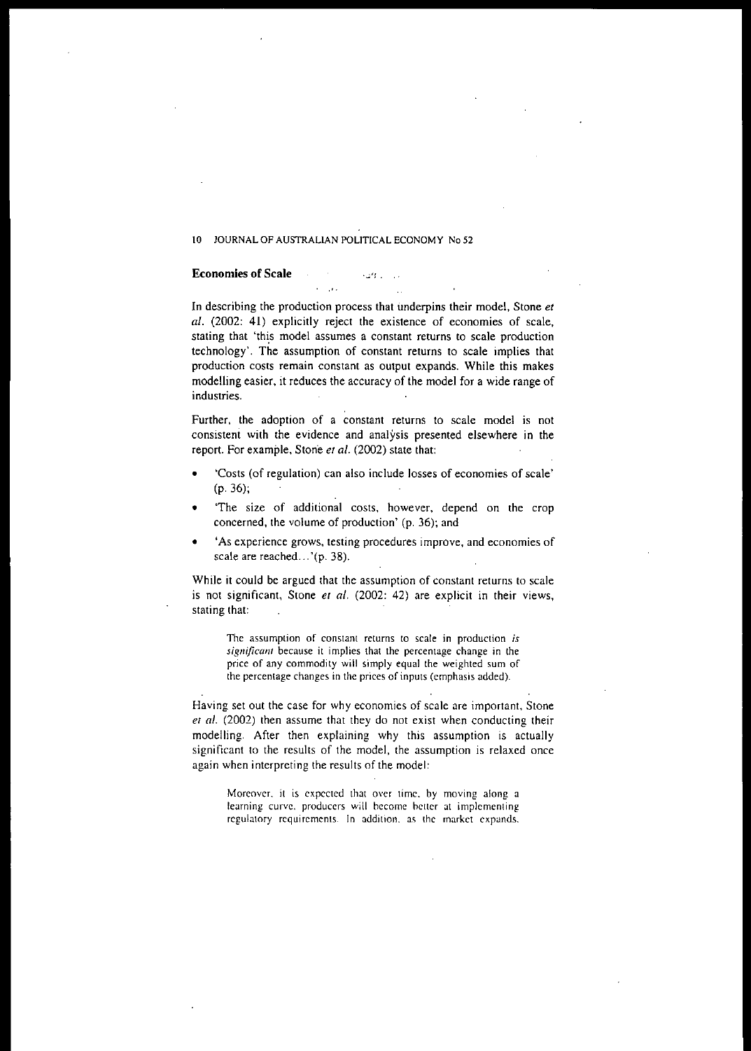## Economies of Scale

In describing the production process that underpins their model, Stone *et al.* (2002: 41) explicitly reject the existence of economies of scale, stating that 'this model assumes a constant returns to scale production technology'. The assumption of constant returns to scale implies that production costs remain constant as output expands. While this makes modelling easier, it reduces the accuracy of the model for a wide range of industries.

Further, the adoption of a constant returns to scale model is not consistent with the evidence and analysis presented elsewhere in the report. For example, Stone *et al.* (2002) state that:

- 'Costs (of regulation) can also include losses of economies of scale' (p. 36);
- 'The size of additional costs, however, depend on the crop concerned, the volume of production' (p. 36); and
- 'As experience grows, testing procedures improve, and economies of scale are reached...'(p. 38).

While it could be argued that the assumption of constant returns to scale is not significant, Stone *et al.* (2002: 42) are explicit in their views, stating that:

> The assumption of constant returns to scale in production *is significant* because it implies that the percentage change in the price of any commodity will simply equal the weighted sum of the percentage changes in the prices of inputs (emphasis added).

Having set out the case for why economies of scale are important, Stone *et al.* (2002) then assume that they do not exist when conducting their modelling. After then explaining why this assumption is actually significant to the results of the model, the assumption is relaxed once again when interpreting the results of the model:

> Moreover, it is expected that over time, by moving along a learning curve, producers will become better at implementing regulatory requirements. In addition, as the market expands,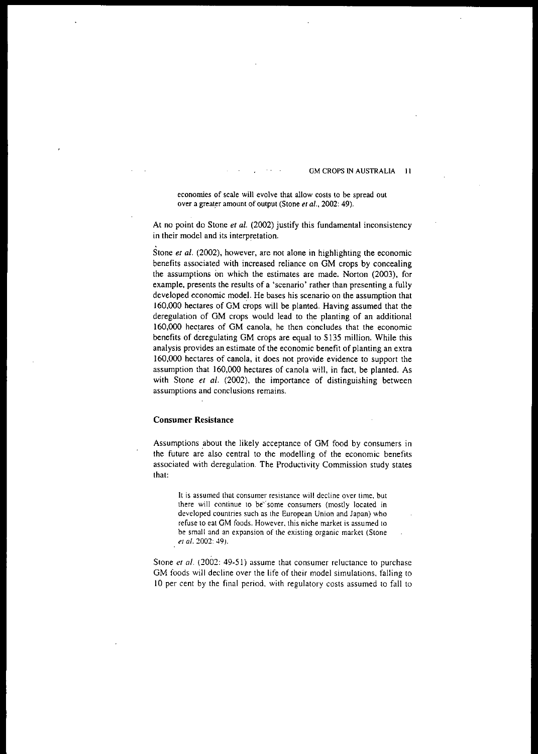> economies of scale will evolve that allow costs to be spread out over a greater amount of output (Stone *et al.*, 2002: 49).

At no point do Stone *et al.* (2002) justify this fundamental inconsistency in their model and its interpretation.

Stone *et al.* (2002), however, are not alone in highlighting the economic benefits associated with increased reliance on GM crops by concealing the assumptions on which the estimates are made. Norton (2003), for example, presents the results of a 'scenario' rather than presenting a fully developed economic model. He bases his scenario on the assumption that 160,000 hectares of GM crops will be planted. Having assumed that the deregulation of GM crops would lead to the planting of an additional 160,000 hectares of GM canola, he then concludes that the economic benefits of deregulating GM crops are equal to $135 million. While this analysis provides an estimate of the economic benefit of planting an extra 160,000 hectares of canola, it does not provide evidence to support the assumption that 160,000 hectares of canola will, in fact, be planted. As with Stone *et al.* (2002), the importance of distinguishing between assumptions and conclusions remains.

### Consumer Resistance

Assumptions about the likely acceptance of GM food by consumers in the future are also central to the modelling of the economic benefits associated with deregulation. The Productivity Commission study states that:

> It is assumed that consumer resistance will decline over time, but there will continue to be some consumers (mostly located in developed countries such as the European Union and Japan) who refuse to eat GM foods. However, this niche market is assumed to be small and an expansion of the existing organic market (Stone *et al.* 2002: 49).

Stone *et al.* (2002: 49-51) assume that consumer reluctance to purchase GM foods will decline over the life of their model simulations, falling to 10 per cent by the final period, with regulatory costs assumed to fall to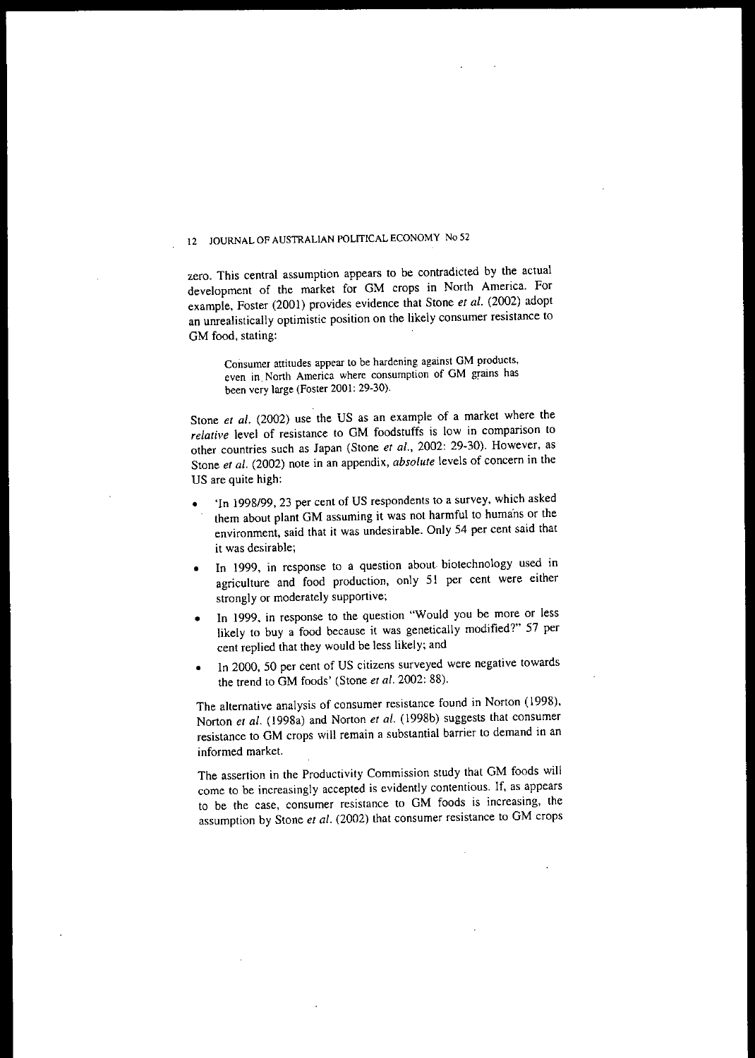zero. This central assumption appears to be contradicted by the actual development of the market for GM crops in North America. For example, Foster (2001) provides evidence that Stone *et al.* (2002) adopt an unrealistically optimistic position on the likely consumer resistance to GM food, stating:

> Consumer attitudes appear to be hardening against GM products, even in North America where consumption of GM grains has been very large (Foster 2001: 29-30).

Stone *et al.* (2002) use the US as an example of a market where the *relative* level of resistance to GM foodstuffs is low in comparison to other countries such as Japan (Stone *et al.*, 2002: 29-30). However, as Stone *et al.* (2002) note in an appendix, *absolute* levels of concern in the US are quite high:

- 'In 1998/99, 23 per cent of US respondents to a survey, which asked them about plant GM assuming it was not harmful to humans or the environment, said that it was undesirable. Only 54 per cent said that it was desirable;
- In 1999, in response to a question about biotechnology used in agriculture and food production, only 51 per cent were either strongly or moderately supportive;
- In 1999, in response to the question "Would you be more or less likely to buy a food because it was genetically modified?" 57 per cent replied that they would be less likely; and
- In 2000, 50 per cent of US citizens surveyed were negative towards the trend to GM foods' (Stone *et al.* 2002: 88).

The alternative analysis of consumer resistance found in Norton (1998), Norton *et al.* (1998a) and Norton *et al.* (1998b) suggests that consumer resistance to GM crops will remain a substantial barrier to demand in an informed market.

The assertion in the Productivity Commission study that GM foods will come to be increasingly accepted is evidently contentious. If, as appears to be the case, consumer resistance to GM foods is increasing, the assumption by Stone *et al.* (2002) that consumer resistance to GM crops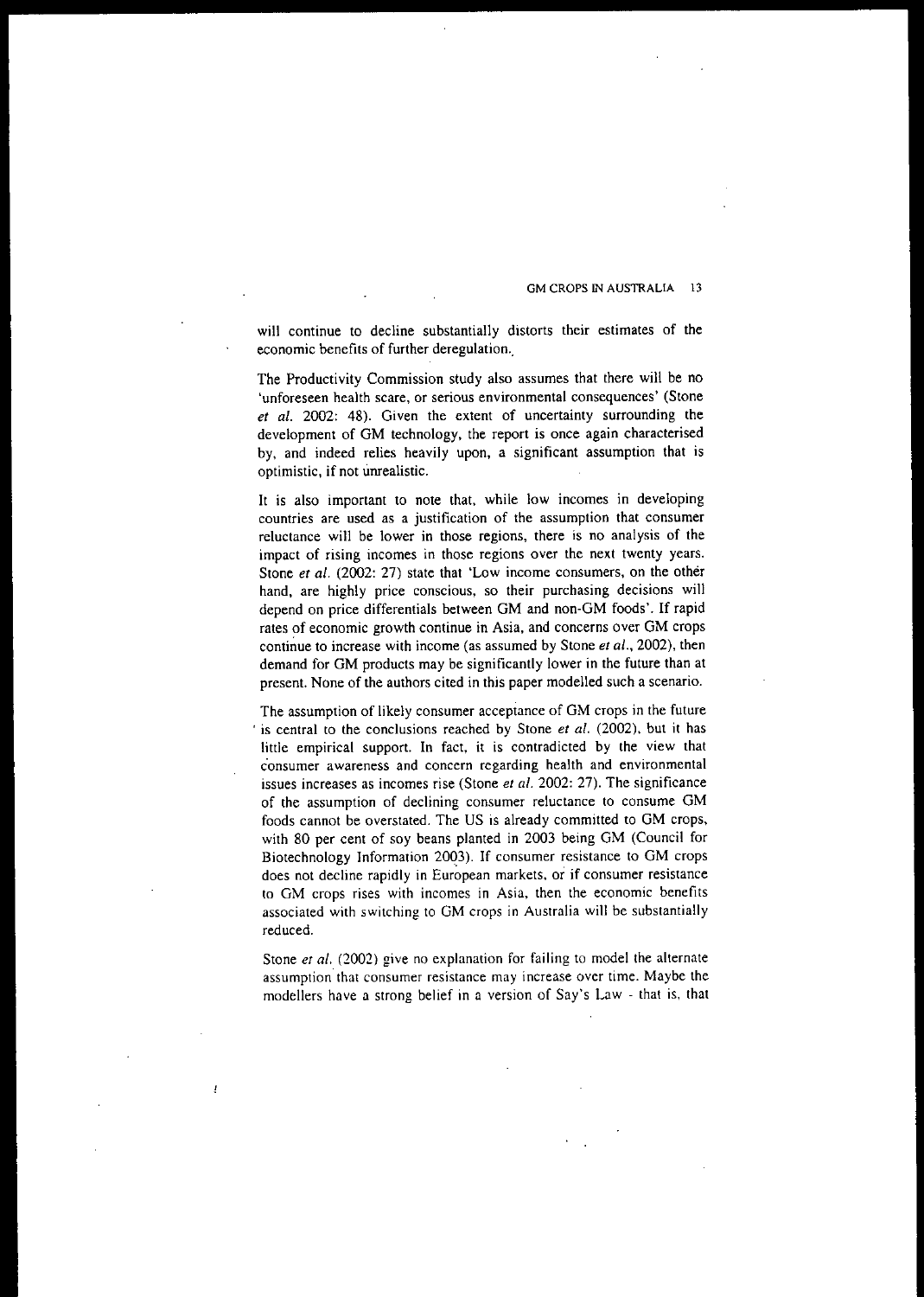will continue to decline substantially distorts their estimates of the economic benefits of further deregulation.

The Productivity Commission study also assumes that there will be no 'unforeseen health scare, or serious environmental consequences' (Stone *et al.* 2002: 48). Given the extent of uncertainty surrounding the development of GM technology, the report is once again characterised by, and indeed relies heavily upon, a significant assumption that is optimistic, if not unrealistic.

It is also important to note that, while low incomes in developing countries are used as a justification of the assumption that consumer reluctance will be lower in those regions, there is no analysis of the impact of rising incomes in those regions over the next twenty years. Stone *et al.* (2002: 27) state that 'Low income consumers, on the other hand, are highly price conscious, so their purchasing decisions will depend on price differentials between GM and non-GM foods'. If rapid rates of economic growth continue in Asia, and concerns over GM crops continue to increase with income (as assumed by Stone *et al.*, 2002), then demand for GM products may be significantly lower in the future than at present. None of the authors cited in this paper modelled such a scenario.

The assumption of likely consumer acceptance of GM crops in the future is central to the conclusions reached by Stone *et al.* (2002), but it has little empirical support. In fact, it is contradicted by the view that consumer awareness and concern regarding health and environmental issues increases as incomes rise (Stone *et al.* 2002: 27). The significance of the assumption of declining consumer reluctance to consume GM foods cannot be overstated. The US is already committed to GM crops, with 80 per cent of soy beans planted in 2003 being GM (Council for Biotechnology Information 2003). If consumer resistance to GM crops does not decline rapidly in European markets, or if consumer resistance to GM crops rises with incomes in Asia, then the economic benefits associated with switching to GM crops in Australia will be substantially reduced.

Stone *et al.* (2002) give no explanation for failing to model the alternate assumption that consumer resistance may increase over time. Maybe the modellers have a strong belief in a version of Say's Law - that is, that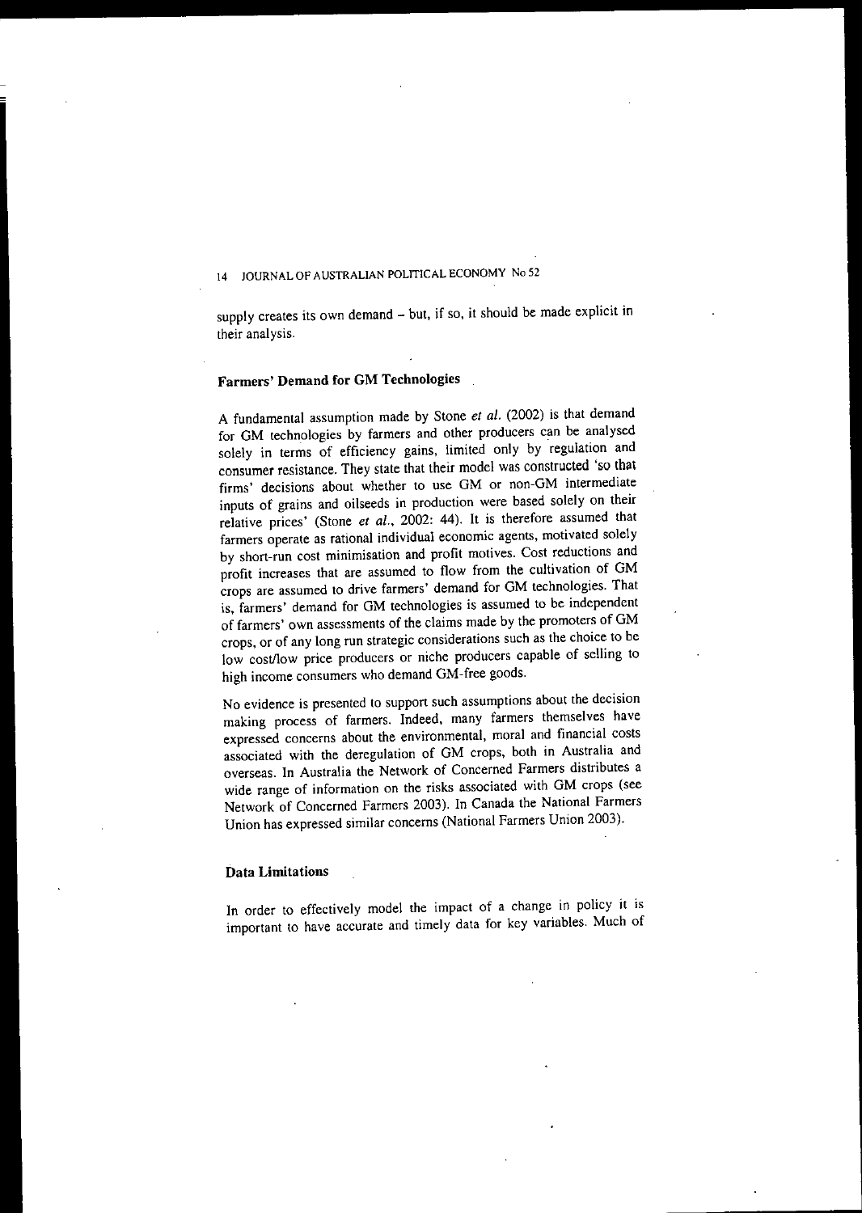supply creates its own demand – but, if so, it should be made explicit in their analysis.

## Farmers' Demand for GM Technologies

A fundamental assumption made by Stone *et al.* (2002) is that demand for GM technologies by farmers and other producers can be analysed solely in terms of efficiency gains, limited only by regulation and consumer resistance. They state that their model was constructed 'so that firms' decisions about whether to use GM or non-GM intermediate inputs of grains and oilseeds in production were based solely on their relative prices' (Stone *et al.*, 2002: 44). It is therefore assumed that farmers operate as rational individual economic agents, motivated solely by short-run cost minimisation and profit motives. Cost reductions and profit increases that are assumed to flow from the cultivation of GM crops are assumed to drive farmers' demand for GM technologies. That is, farmers' demand for GM technologies is assumed to be independent of farmers' own assessments of the claims made by the promoters of GM crops, or of any long run strategic considerations such as the choice to be low cost/low price producers or niche producers capable of selling to high income consumers who demand GM-free goods.

No evidence is presented to support such assumptions about the decision making process of farmers. Indeed, many farmers themselves have expressed concerns about the environmental, moral and financial costs associated with the deregulation of GM crops, both in Australia and overseas. In Australia the Network of Concerned Farmers distributes a wide range of information on the risks associated with GM crops (see Network of Concerned Farmers 2003). In Canada the National Farmers Union has expressed similar concerns (National Farmers Union 2003).

## Data Limitations

In order to effectively model the impact of a change in policy it is important to have accurate and timely data for key variables. Much of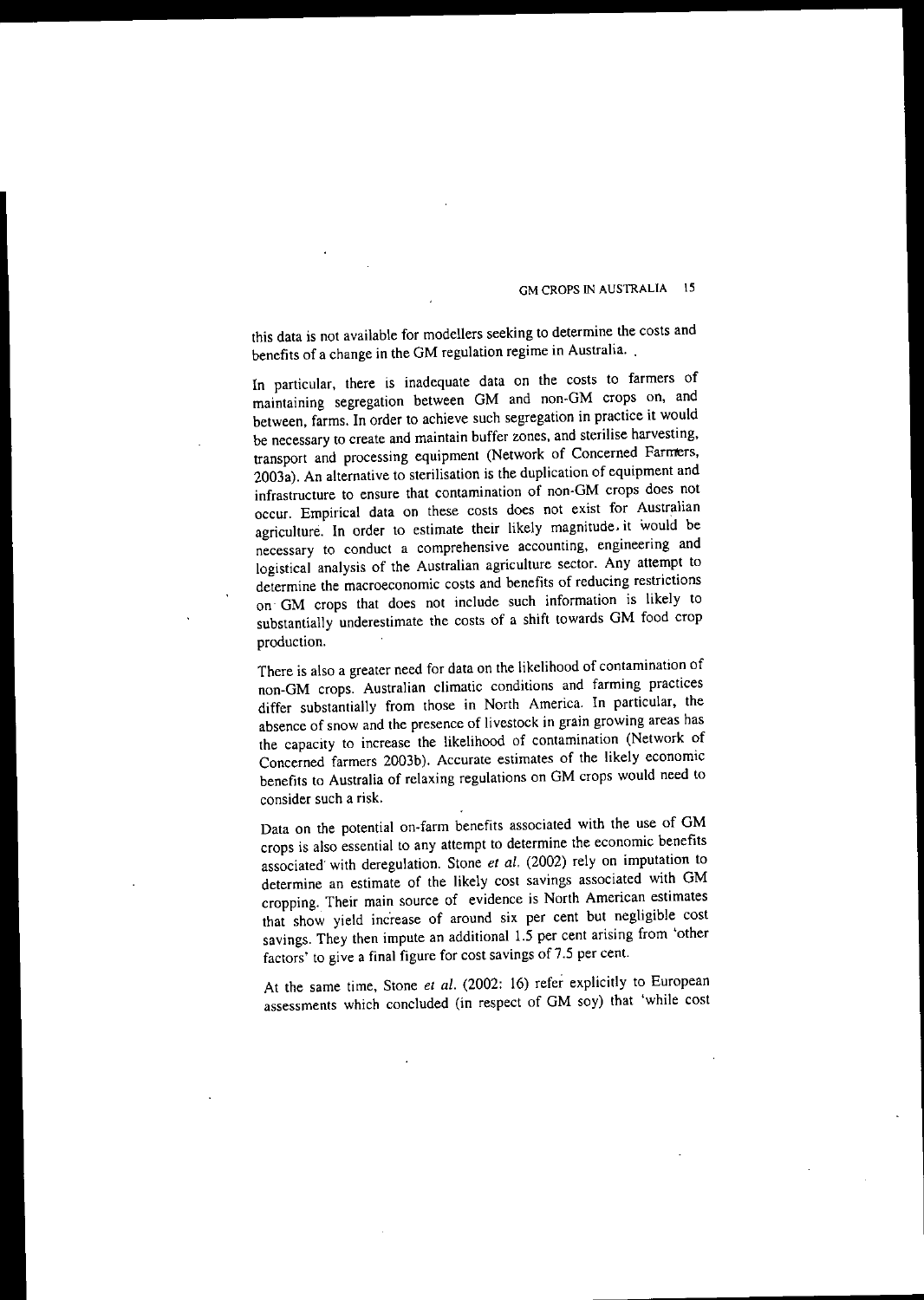this data is not available for modellers seeking to determine the costs and benefits of a change in the GM regulation regime in Australia.

In particular, there is inadequate data on the costs to farmers of maintaining segregation between GM and non-GM crops on, and between, farms. In order to achieve such segregation in practice it would be necessary to create and maintain buffer zones, and sterilise harvesting, transport and processing equipment (Network of Concerned Farmers, 2003a). An alternative to sterilisation is the duplication of equipment and infrastructure to ensure that contamination of non-GM crops does not occur. Empirical data on these costs does not exist for Australian agriculture. In order to estimate their likely magnitude, it would be necessary to conduct a comprehensive accounting, engineering and logistical analysis of the Australian agriculture sector. Any attempt to determine the macroeconomic costs and benefits of reducing restrictions on GM crops that does not include such information is likely to substantially underestimate the costs of a shift towards GM food crop production.

There is also a greater need for data on the likelihood of contamination of non-GM crops. Australian climatic conditions and farming practices differ substantially from those in North America. In particular, the absence of snow and the presence of livestock in grain growing areas has the capacity to increase the likelihood of contamination (Network of Concerned farmers 2003b). Accurate estimates of the likely economic benefits to Australia of relaxing regulations on GM crops would need to consider such a risk.

Data on the potential on-farm benefits associated with the use of GM crops is also essential to any attempt to determine the economic benefits associated with deregulation. Stone *et al.* (2002) rely on imputation to determine an estimate of the likely cost savings associated with GM cropping. Their main source of evidence is North American estimates that show yield increase of around six per cent but negligible cost savings. They then impute an additional 1.5 per cent arising from 'other factors' to give a final figure for cost savings of 7.5 per cent.

At the same time, Stone *et al.* (2002: 16) refer explicitly to European assessments which concluded (in respect of GM soy) that 'while cost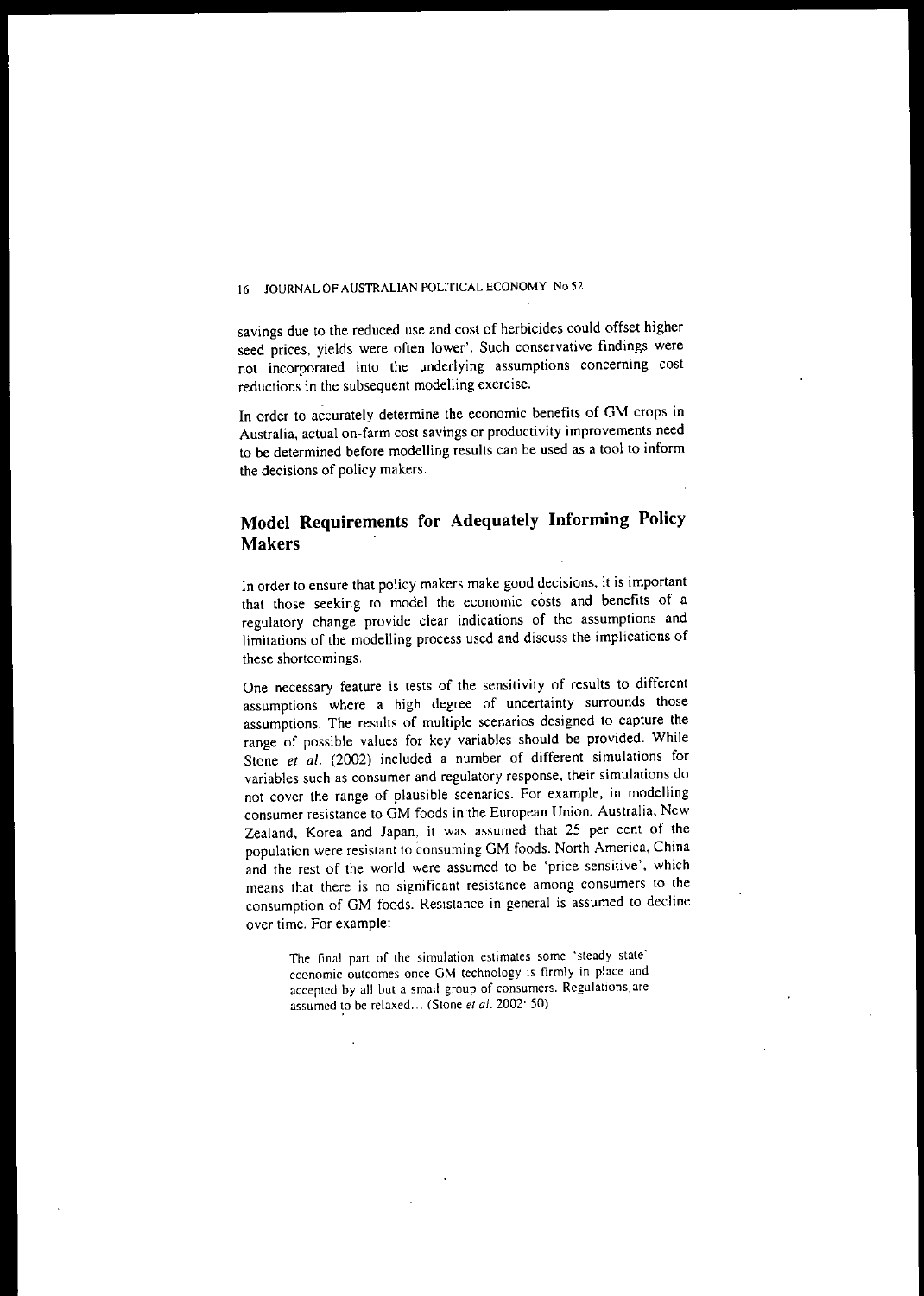savings due to the reduced use and cost of herbicides could offset higher seed prices, yields were often lower'. Such conservative findings were not incorporated into the underlying assumptions concerning cost reductions in the subsequent modelling exercise.

In order to accurately determine the economic benefits of GM crops in Australia, actual on-farm cost savings or productivity improvements need to be determined before modelling results can be used as a tool to inform the decisions of policy makers.

## Model Requirements for Adequately Informing Policy Makers

In order to ensure that policy makers make good decisions, it is important that those seeking to model the economic costs and benefits of a regulatory change provide clear indications of the assumptions and limitations of the modelling process used and discuss the implications of these shortcomings.

One necessary feature is tests of the sensitivity of results to different assumptions where a high degree of uncertainty surrounds those assumptions. The results of multiple scenarios designed to capture the range of possible values for key variables should be provided. While Stone *et al.* (2002) included a number of different simulations for variables such as consumer and regulatory response, their simulations do not cover the range of plausible scenarios. For example, in modelling consumer resistance to GM foods in the European Union, Australia, New Zealand, Korea and Japan, it was assumed that 25 per cent of the population were resistant to consuming GM foods. North America, China and the rest of the world were assumed to be 'price sensitive', which means that there is no significant resistance among consumers to the consumption of GM foods. Resistance in general is assumed to decline over time. For example:

> The final part of the simulation estimates some 'steady state' economic outcomes once GM technology is firmly in place and accepted by all but a small group of consumers. Regulations are assumed to be relaxed… (Stone *et al.* 2002: 50)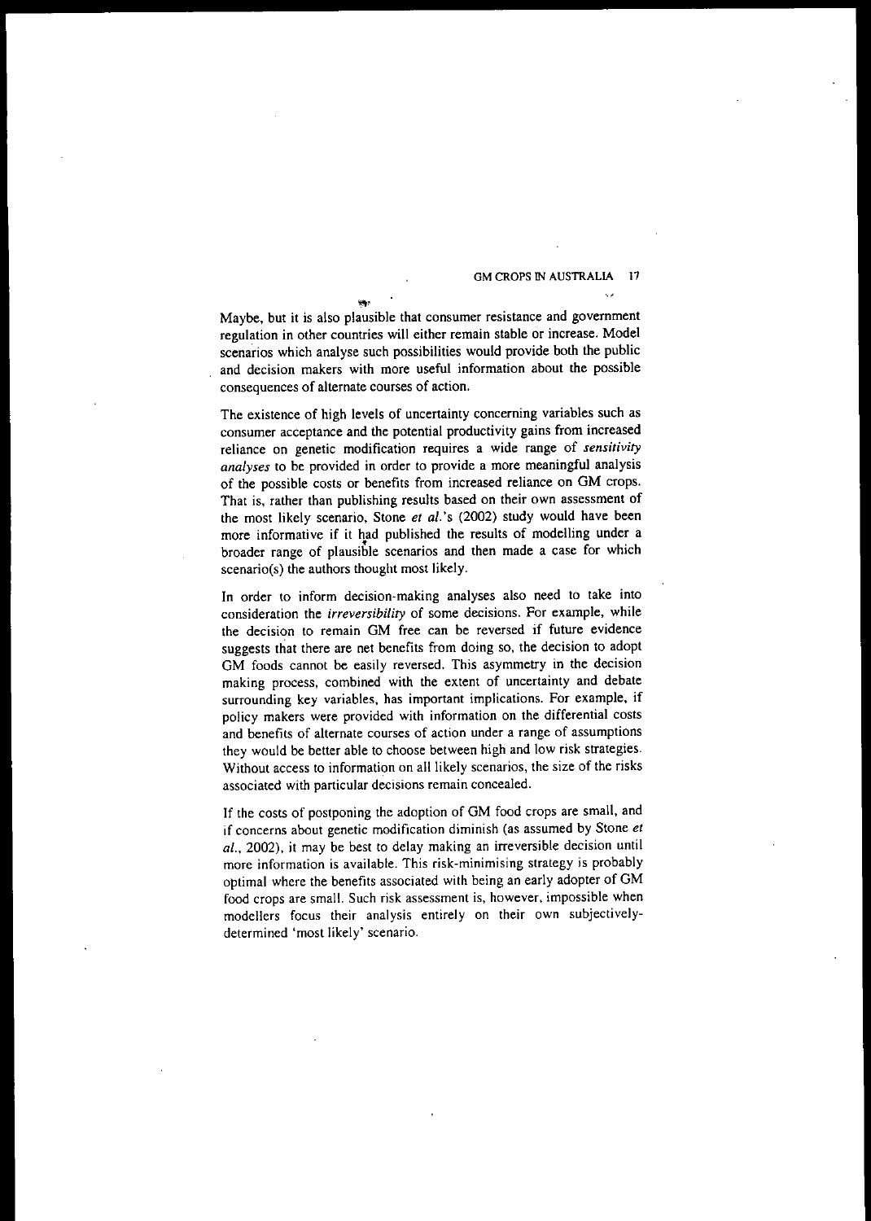Maybe, but it is also plausible that consumer resistance and government regulation in other countries will either remain stable or increase. Model scenarios which analyse such possibilities would provide both the public and decision makers with more useful information about the possible consequences of alternate courses of action.

The existence of high levels of uncertainty concerning variables such as consumer acceptance and the potential productivity gains from increased reliance on genetic modification requires a wide range of *sensitivity analyses* to be provided in order to provide a more meaningful analysis of the possible costs or benefits from increased reliance on GM crops. That is, rather than publishing results based on their own assessment of the most likely scenario, Stone *et al.*'s (2002) study would have been more informative if it had published the results of modelling under a broader range of plausible scenarios and then made a case for which scenario(s) the authors thought most likely.

In order to inform decision-making analyses also need to take into consideration the *irreversibility* of some decisions. For example, while the decision to remain GM free can be reversed if future evidence suggests that there are net benefits from doing so, the decision to adopt GM foods cannot be easily reversed. This asymmetry in the decision making process, combined with the extent of uncertainty and debate surrounding key variables, has important implications. For example, if policy makers were provided with information on the differential costs and benefits of alternate courses of action under a range of assumptions they would be better able to choose between high and low risk strategies. Without access to information on all likely scenarios, the size of the risks associated with particular decisions remain concealed.

If the costs of postponing the adoption of GM food crops are small, and if concerns about genetic modification diminish (as assumed by Stone *et al.*, 2002), it may be best to delay making an irreversible decision until more information is available. This risk-minimising strategy is probably optimal where the benefits associated with being an early adopter of GM food crops are small. Such risk assessment is, however, impossible when modellers focus their analysis entirely on their own subjectively-determined 'most likely' scenario.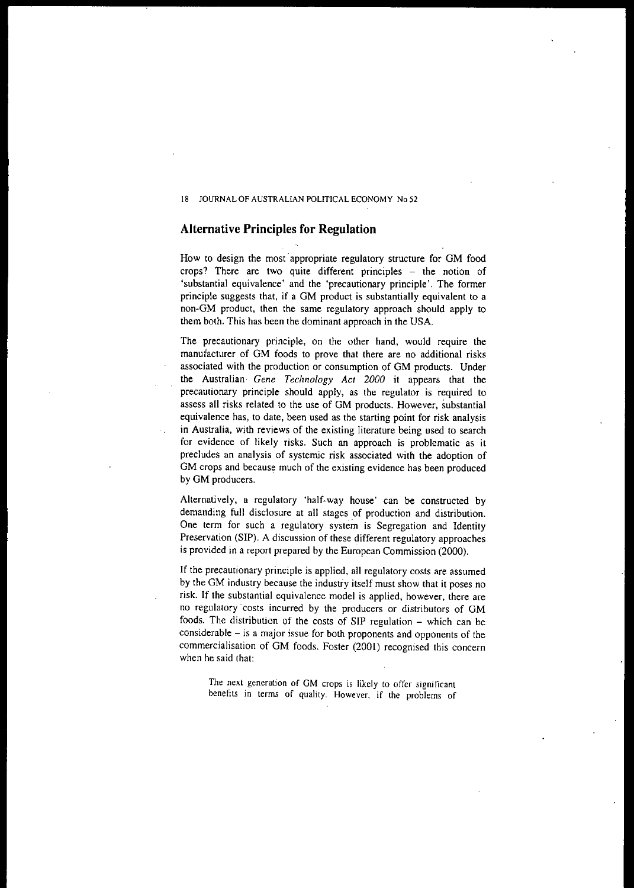## Alternative Principles for Regulation

How to design the most appropriate regulatory structure for GM food crops? There are two quite different principles – the notion of 'substantial equivalence' and the 'precautionary principle'. The former principle suggests that, if a GM product is substantially equivalent to a non-GM product, then the same regulatory approach should apply to them both. This has been the dominant approach in the USA.

The precautionary principle, on the other hand, would require the manufacturer of GM foods to prove that there are no additional risks associated with the production or consumption of GM products. Under the Australian *Gene Technology Act 2000* it appears that the precautionary principle should apply, as the regulator is required to assess all risks related to the use of GM products. However, substantial equivalence has, to date, been used as the starting point for risk analysis in Australia, with reviews of the existing literature being used to search for evidence of likely risks. Such an approach is problematic as it precludes an analysis of systemic risk associated with the adoption of GM crops and because much of the existing evidence has been produced by GM producers.

Alternatively, a regulatory 'half-way house' can be constructed by demanding full disclosure at all stages of production and distribution. One term for such a regulatory system is Segregation and Identity Preservation (SIP). A discussion of these different regulatory approaches is provided in a report prepared by the European Commission (2000).

If the precautionary principle is applied, all regulatory costs are assumed by the GM industry because the industry itself must show that it poses no risk. If the substantial equivalence model is applied, however, there are no regulatory costs incurred by the producers or distributors of GM foods. The distribution of the costs of SIP regulation – which can be considerable – is a major issue for both proponents and opponents of the commercialisation of GM foods. Foster (2001) recognised this concern when he said that:

> The next generation of GM crops is likely to offer significant benefits in terms of quality. However, if the problems of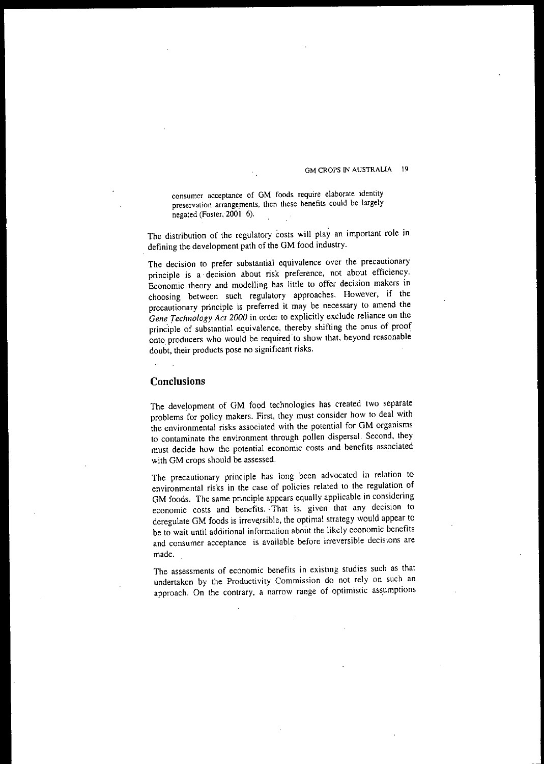consumer acceptance of GM foods require elaborate identity preservation arrangements, then these benefits could be largely negated (Foster, 2001: 6).

The distribution of the regulatory costs will play an important role in defining the development path of the GM food industry.

The decision to prefer substantial equivalence over the precautionary principle is a decision about risk preference, not about efficiency. Economic theory and modelling has little to offer decision makers in choosing between such regulatory approaches. However, if the precautionary principle is preferred it may be necessary to amend the *Gene Technology Act 2000* in order to explicitly exclude reliance on the principle of substantial equivalence, thereby shifting the onus of proof onto producers who would be required to show that, beyond reasonable doubt, their products pose no significant risks.

## Conclusions

The development of GM food technologies has created two separate problems for policy makers. First, they must consider how to deal with the environmental risks associated with the potential for GM organisms to contaminate the environment through pollen dispersal. Second, they must decide how the potential economic costs and benefits associated with GM crops should be assessed.

The precautionary principle has long been advocated in relation to environmental risks in the case of policies related to the regulation of GM foods. The same principle appears equally applicable in considering economic costs and benefits. That is, given that any decision to deregulate GM foods is irreversible, the optimal strategy would appear to be to wait until additional information about the likely economic benefits and consumer acceptance is available before irreversible decisions are made.

The assessments of economic benefits in existing studies such as that undertaken by the Productivity Commission do not rely on such an approach. On the contrary, a narrow range of optimistic assumptions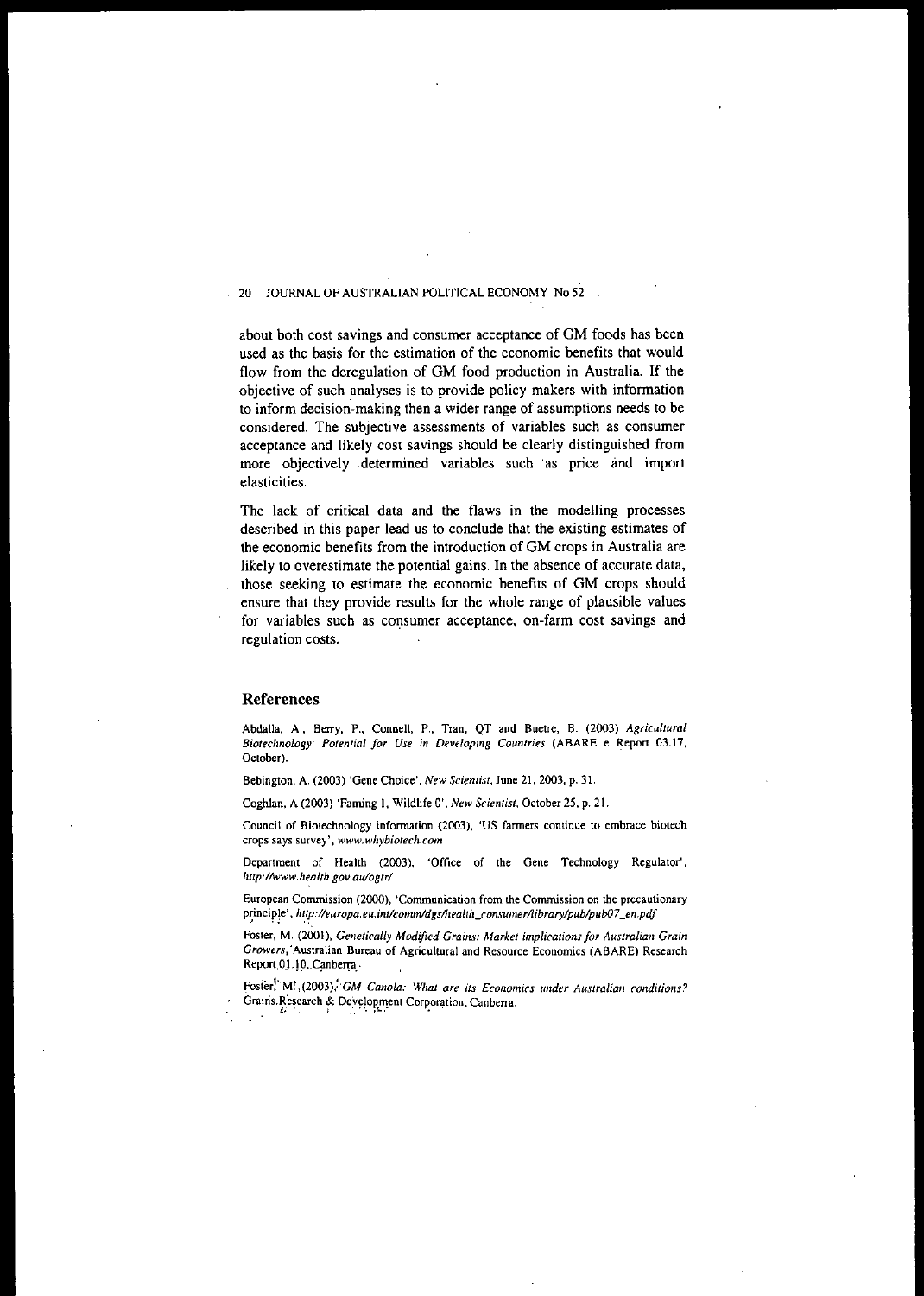about both cost savings and consumer acceptance of GM foods has been used as the basis for the estimation of the economic benefits that would flow from the deregulation of GM food production in Australia. If the objective of such analyses is to provide policy makers with information to inform decision-making then a wider range of assumptions needs to be considered. The subjective assessments of variables such as consumer acceptance and likely cost savings should be clearly distinguished from more objectively determined variables such as price and import elasticities.

The lack of critical data and the flaws in the modelling processes described in this paper lead us to conclude that the existing estimates of the economic benefits from the introduction of GM crops in Australia are likely to overestimate the potential gains. In the absence of accurate data, those seeking to estimate the economic benefits of GM crops should ensure that they provide results for the whole range of plausible values for variables such as consumer acceptance, on-farm cost savings and regulation costs.

## References

Abdalla, A., Berry, P., Connell, P., Tran, QT and Buetre, B. (2003) *Agricultural Biotechnology: Potential for Use in Developing Countries* (ABARE e Report 03.17, October).

Bebington, A. (2003) 'Gene Choice', *New Scientist*, June 21, 2003, p. 31.

Coghlan, A (2003) 'Faming 1, Wildlife 0', *New Scientist*, October 25, p. 21.

Council of Biotechnology information (2003), 'US farmers continue to embrace biotech crops says survey', *www.whybiotech.com*

Department of Health (2003), 'Office of the Gene Technology Regulator', *http://www.health.gov.au/ogtr/*

European Commission (2000), 'Communication from the Commission on the precautionary principle', *http://europa.eu.int/comm/dgs/health_consumer/library/pub/pub07_en.pdf*

Foster, M. (2001), *Genetically Modified Grains: Market implications for Australian Grain Growers*, Australian Bureau of Agricultural and Resource Economics (ABARE) Research Report 01.10, Canberra.

Foster, M. (2003), *GM Canola: What are its Economics under Australian conditions?* Grains Research & Development Corporation, Canberra.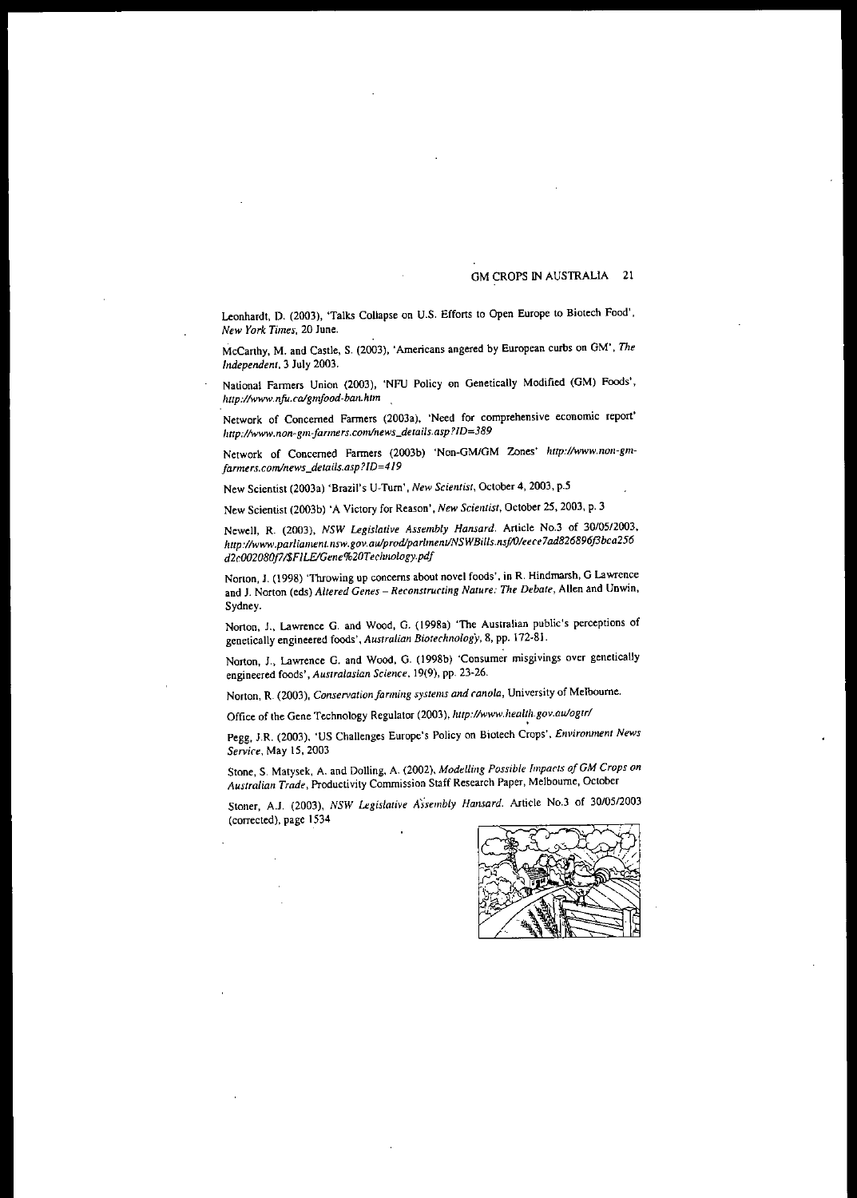Leonhardt, D. (2003), 'Talks Collapse on U.S. Efforts to Open Europe to Biotech Food', *New York Times*, 20 June.

McCarthy, M. and Castle, S. (2003), 'Americans angered by European curbs on GM', *The Independent*, 3 July 2003.

National Farmers Union (2003), 'NFU Policy on Genetically Modified (GM) Foods', *http://www.nfu.ca/gmfood-ban.htm*

Network of Concerned Farmers (2003a), 'Need for comprehensive economic report' *http://www.non-gm-farmers.com/news_details.asp?ID=389*

Network of Concerned Farmers (2003b) 'Non-GM/GM Zones' *http://www.non-gm-farmers.com/news_details.asp?ID=419*

New Scientist (2003a) 'Brazil's U-Turn', *New Scientist*, October 4, 2003, p.5

New Scientist (2003b) 'A Victory for Reason', *New Scientist*, October 25, 2003, p. 3

Newell, R. (2003), *NSW Legislative Assembly Hansard*. Article No.3 of 30/05/2003, *http://www.parliament.nsw.gov.au/prod/parlment/NSWBills.nsf/0/eece7ad826896f3bca256d2c002080f7/$FILE/Gene%20Technology.pdf*

Norton, J. (1998) 'Throwing up concerns about novel foods', in R. Hindmarsh, G Lawrence and J. Norton (eds) *Altered Genes – Reconstructing Nature: The Debate*, Allen and Unwin, Sydney.

Norton, J., Lawrence G. and Wood, G. (1998a) 'The Australian public's perceptions of genetically engineered foods', *Australian Biotechnology*, 8, pp. 172-81.

Norton, J., Lawrence G. and Wood, G. (1998b) 'Consumer misgivings over genetically engineered foods', *Australasian Science*, 19(9), pp. 23-26.

Norton, R. (2003), *Conservation farming systems and canola*, University of Melbourne.

Office of the Gene Technology Regulator (2003), *http://www.health.gov.au/ogtr/*

Pegg, J.R. (2003), 'US Challenges Europe's Policy on Biotech Crops', *Environment News Service*, May 15, 2003

Stone, S. Matysek, A. and Dolling, A. (2002), *Modelling Possible Impacts of GM Crops on Australian Trade*, Productivity Commission Staff Research Paper, Melbourne, October

Stoner, A.J. (2003), *NSW Legislative Assembly Hansard*. Article No.3 of 30/05/2003 (corrected), page 1534